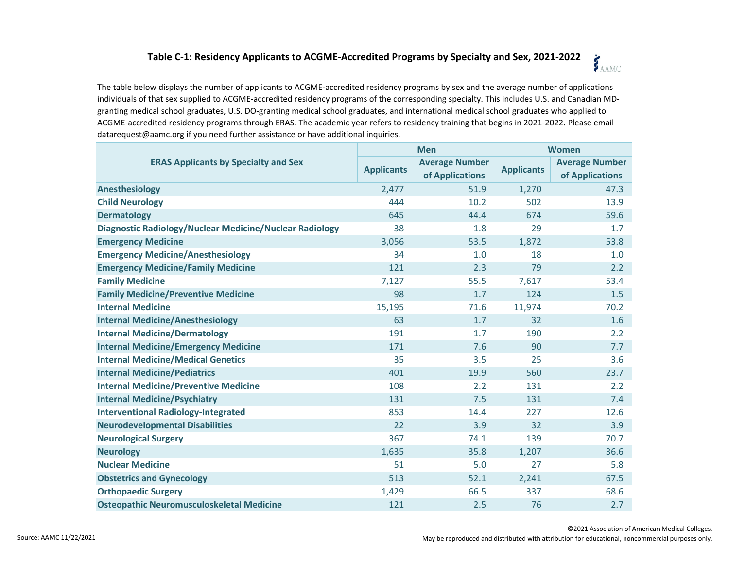## Table C-1: Residency Applicants to ACGME-Accredited Programs by Specialty and Sex, 2021-2022

The table below displays the number of applicants to ACGME-accredited residency programs by sex and the average number of applications individuals of that sex supplied to ACGME-accredited residency programs of the corresponding specialty. This includes U.S. and Canadian MD-granting medical school graduates, U.S. DO-granting medical school graduates, and international medical school graduates who applied to ACGME-accredited residency programs through ERAS. The academic year refers to residency training that begins in 2021-2022. Please email datarequest@aamc.org if you need further assistance or have additional inquiries.

| ERAS Applicants by Specialty and Sex | Men | | Women | |
|---|---|---|---|---|
| | Applicants | Average Number of Applications | Applicants | Average Number of Applications |
| Anesthesiology | 2,477 | 51.9 | 1,270 | 47.3 |
| Child Neurology | 444 | 10.2 | 502 | 13.9 |
| Dermatology | 645 | 44.4 | 674 | 59.6 |
| Diagnostic Radiology/Nuclear Medicine/Nuclear Radiology | 38 | 1.8 | 29 | 1.7 |
| Emergency Medicine | 3,056 | 53.5 | 1,872 | 53.8 |
| Emergency Medicine/Anesthesiology | 34 | 1.0 | 18 | 1.0 |
| Emergency Medicine/Family Medicine | 121 | 2.3 | 79 | 2.2 |
| Family Medicine | 7,127 | 55.5 | 7,617 | 53.4 |
| Family Medicine/Preventive Medicine | 98 | 1.7 | 124 | 1.5 |
| Internal Medicine | 15,195 | 71.6 | 11,974 | 70.2 |
| Internal Medicine/Anesthesiology | 63 | 1.7 | 32 | 1.6 |
| Internal Medicine/Dermatology | 191 | 1.7 | 190 | 2.2 |
| Internal Medicine/Emergency Medicine | 171 | 7.6 | 90 | 7.7 |
| Internal Medicine/Medical Genetics | 35 | 3.5 | 25 | 3.6 |
| Internal Medicine/Pediatrics | 401 | 19.9 | 560 | 23.7 |
| Internal Medicine/Preventive Medicine | 108 | 2.2 | 131 | 2.2 |
| Internal Medicine/Psychiatry | 131 | 7.5 | 131 | 7.4 |
| Interventional Radiology-Integrated | 853 | 14.4 | 227 | 12.6 |
| Neurodevelopmental Disabilities | 22 | 3.9 | 32 | 3.9 |
| Neurological Surgery | 367 | 74.1 | 139 | 70.7 |
| Neurology | 1,635 | 35.8 | 1,207 | 36.6 |
| Nuclear Medicine | 51 | 5.0 | 27 | 5.8 |
| Obstetrics and Gynecology | 513 | 52.1 | 2,241 | 67.5 |
| Orthopaedic Surgery | 1,429 | 66.5 | 337 | 68.6 |
| Osteopathic Neuromusculoskeletal Medicine | 121 | 2.5 | 76 | 2.7 |

Source: AAMC 11/22/2021

©2021 Association of American Medical Colleges.
May be reproduced and distributed with attribution for educational, noncommercial purposes only.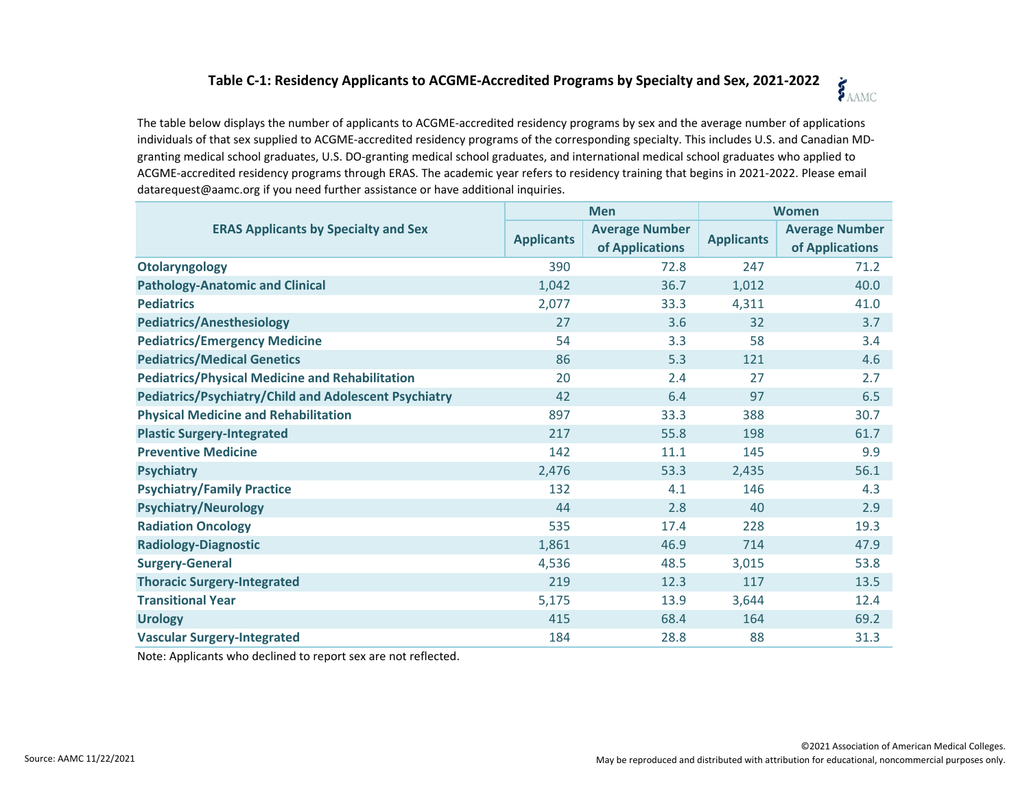### Table C-1: Residency Applicants to ACGME-Accredited Programs by Specialty and Sex, 2021-2022

The table below displays the number of applicants to ACGME-accredited residency programs by sex and the average number of applications individuals of that sex supplied to ACGME-accredited residency programs of the corresponding specialty. This includes U.S. and Canadian MD-granting medical school graduates, U.S. DO-granting medical school graduates, and international medical school graduates who applied to ACGME-accredited residency programs through ERAS. The academic year refers to residency training that begins in 2021-2022. Please email datarequest@aamc.org if you need further assistance or have additional inquiries.

| ERAS Applicants by Specialty and Sex | Men | | Women | |
|---|---|---|---|---|
| | Applicants | Average Number of Applications | Applicants | Average Number of Applications |
| Otolaryngology | 390 | 72.8 | 247 | 71.2 |
| Pathology-Anatomic and Clinical | 1,042 | 36.7 | 1,012 | 40.0 |
| Pediatrics | 2,077 | 33.3 | 4,311 | 41.0 |
| Pediatrics/Anesthesiology | 27 | 3.6 | 32 | 3.7 |
| Pediatrics/Emergency Medicine | 54 | 3.3 | 58 | 3.4 |
| Pediatrics/Medical Genetics | 86 | 5.3 | 121 | 4.6 |
| Pediatrics/Physical Medicine and Rehabilitation | 20 | 2.4 | 27 | 2.7 |
| Pediatrics/Psychiatry/Child and Adolescent Psychiatry | 42 | 6.4 | 97 | 6.5 |
| Physical Medicine and Rehabilitation | 897 | 33.3 | 388 | 30.7 |
| Plastic Surgery-Integrated | 217 | 55.8 | 198 | 61.7 |
| Preventive Medicine | 142 | 11.1 | 145 | 9.9 |
| Psychiatry | 2,476 | 53.3 | 2,435 | 56.1 |
| Psychiatry/Family Practice | 132 | 4.1 | 146 | 4.3 |
| Psychiatry/Neurology | 44 | 2.8 | 40 | 2.9 |
| Radiation Oncology | 535 | 17.4 | 228 | 19.3 |
| Radiology-Diagnostic | 1,861 | 46.9 | 714 | 47.9 |
| Surgery-General | 4,536 | 48.5 | 3,015 | 53.8 |
| Thoracic Surgery-Integrated | 219 | 12.3 | 117 | 13.5 |
| Transitional Year | 5,175 | 13.9 | 3,644 | 12.4 |
| Urology | 415 | 68.4 | 164 | 69.2 |
| Vascular Surgery-Integrated | 184 | 28.8 | 88 | 31.3 |

Note: Applicants who declined to report sex are not reflected.

Source: AAMC 11/22/2021

©2021 Association of American Medical Colleges.
May be reproduced and distributed with attribution for educational, noncommercial purposes only.